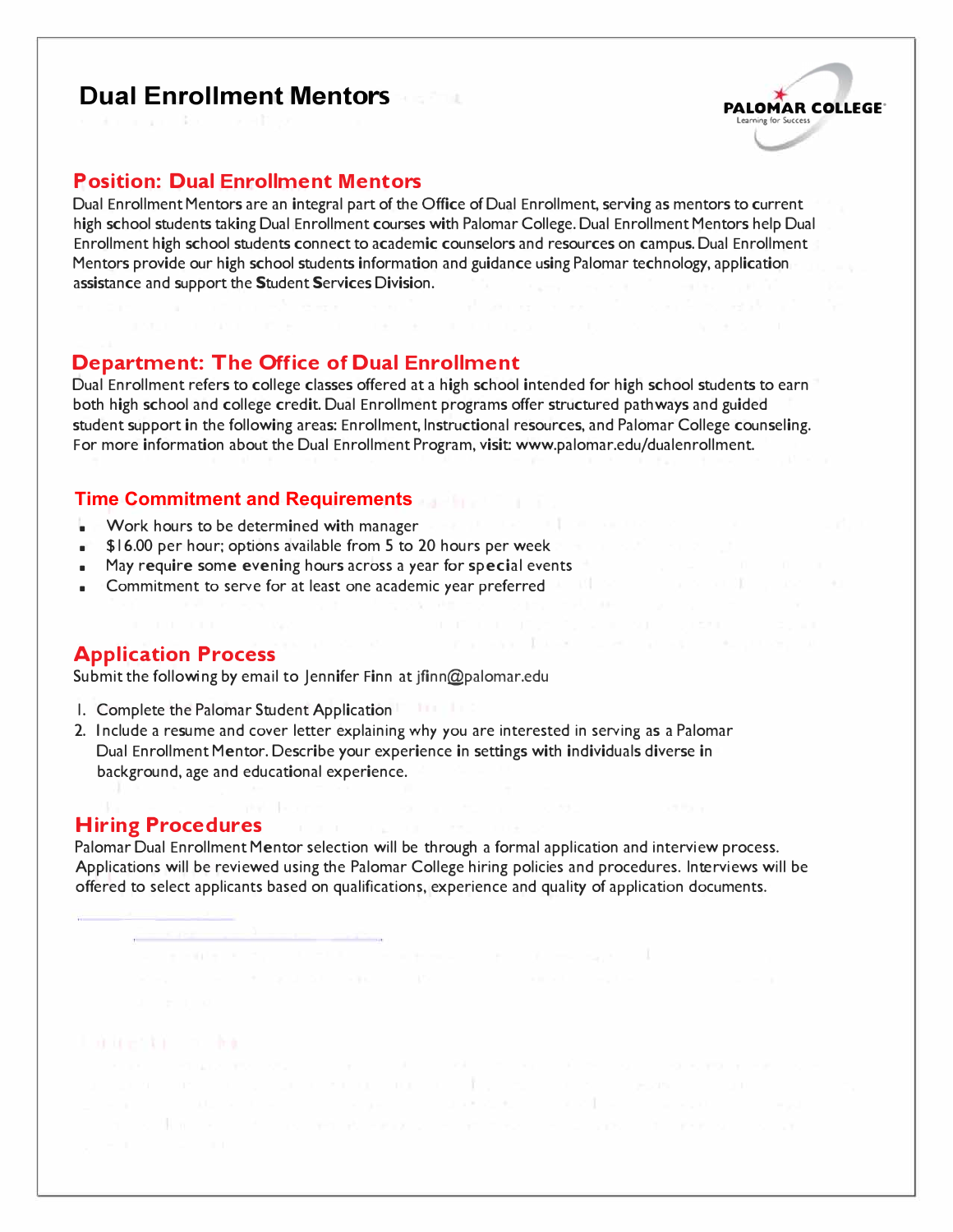# Dual Enrollment Mentors

PALOMAR COLLEGE
Learning for Success

## Position: Dual Enrollment Mentors

Dual Enrollment Mentors are an integral part of the Office of Dual Enrollment, serving as mentors to current high school students taking Dual Enrollment courses with Palomar College. Dual Enrollment Mentors help Dual Enrollment high school students connect to academic counselors and resources on campus. Dual Enrollment Mentors provide our high school students information and guidance using Palomar technology, application assistance and support the Student Services Division.

## Department: The Office of Dual Enrollment

Dual Enrollment refers to college classes offered at a high school intended for high school students to earn both high school and college credit. Dual Enrollment programs offer structured pathways and guided student support in the following areas: Enrollment, Instructional resources, and Palomar College counseling. For more information about the Dual Enrollment Program, visit: www.palomar.edu/dualenrollment.

## Time Commitment and Requirements

- Work hours to be determined with manager
- $16.00 per hour; options available from 5 to 20 hours per week
- May require some evening hours across a year for special events
- Commitment to serve for at least one academic year preferred

## Application Process

Submit the following by email to Jennifer Finn at jfinn@palomar.edu

1. Complete the Palomar Student Application
2. Include a resume and cover letter explaining why you are interested in serving as a Palomar Dual Enrollment Mentor. Describe your experience in settings with individuals diverse in background, age and educational experience.

## Hiring Procedures

Palomar Dual Enrollment Mentor selection will be through a formal application and interview process. Applications will be reviewed using the Palomar College hiring policies and procedures. Interviews will be offered to select applicants based on qualifications, experience and quality of application documents.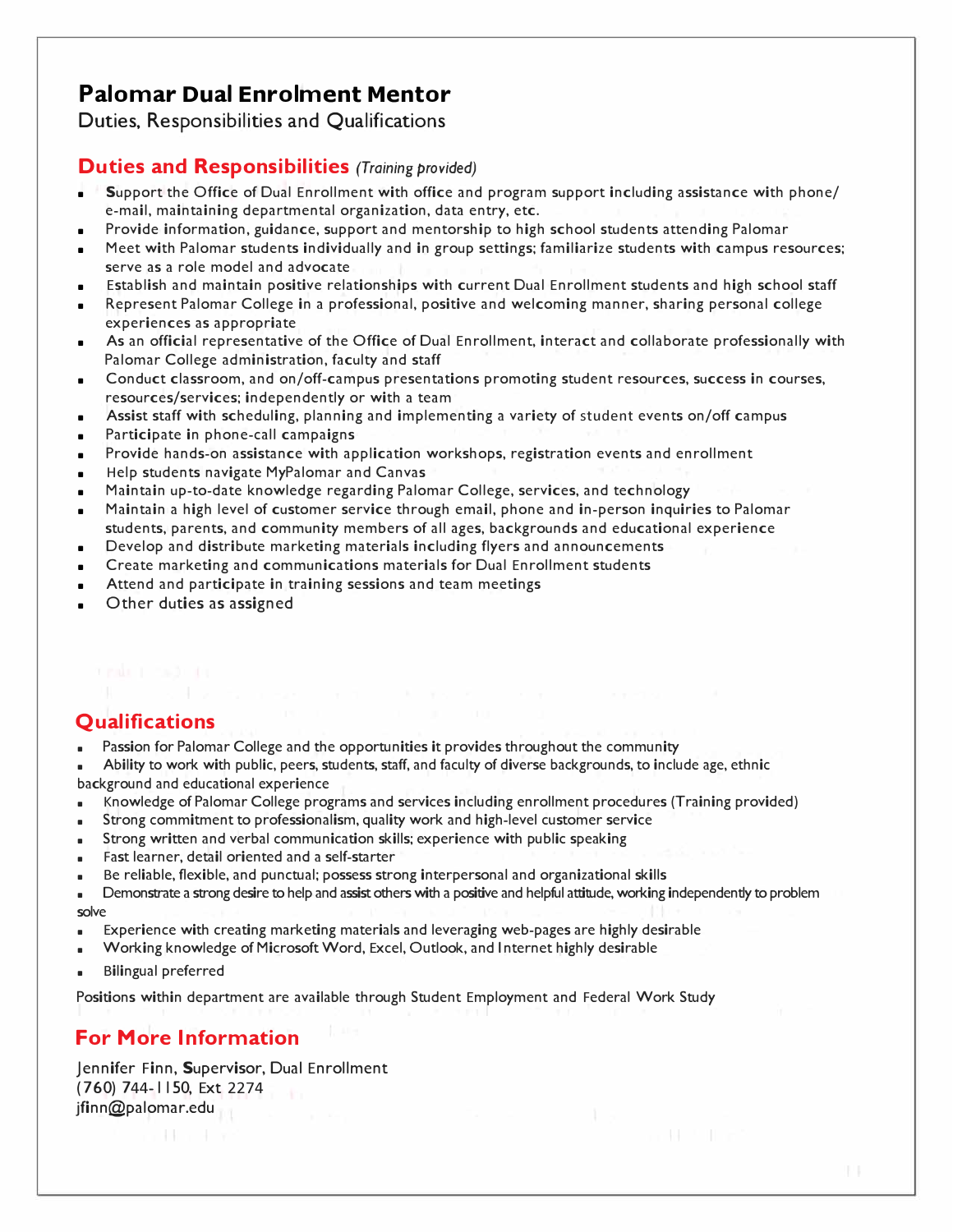# Palomar Dual Enrolment Mentor

Duties, Responsibilities and Qualifications

## Duties and Responsibilities *(Training provided)*

- Support the Office of Dual Enrollment with office and program support including assistance with phone/ e-mail, maintaining departmental organization, data entry, etc.
- Provide information, guidance, support and mentorship to high school students attending Palomar
- Meet with Palomar students individually and in group settings; familiarize students with campus resources; serve as a role model and advocate
- Establish and maintain positive relationships with current Dual Enrollment students and high school staff
- Represent Palomar College in a professional, positive and welcoming manner, sharing personal college experiences as appropriate
- As an official representative of the Office of Dual Enrollment, interact and collaborate professionally with Palomar College administration, faculty and staff
- Conduct classroom, and on/off-campus presentations promoting student resources, success in courses, resources/services; independently or with a team
- Assist staff with scheduling, planning and implementing a variety of student events on/off campus
- Participate in phone-call campaigns
- Provide hands-on assistance with application workshops, registration events and enrollment
- Help students navigate MyPalomar and Canvas
- Maintain up-to-date knowledge regarding Palomar College, services, and technology
- Maintain a high level of customer service through email, phone and in-person inquiries to Palomar students, parents, and community members of all ages, backgrounds and educational experience
- Develop and distribute marketing materials including flyers and announcements
- Create marketing and communications materials for Dual Enrollment students
- Attend and participate in training sessions and team meetings
- Other duties as assigned

## Qualifications

- Passion for Palomar College and the opportunities it provides throughout the community
- Ability to work with public, peers, students, staff, and faculty of diverse backgrounds, to include age, ethnic background and educational experience
- Knowledge of Palomar College programs and services including enrollment procedures (Training provided)
- Strong commitment to professionalism, quality work and high-level customer service
- Strong written and verbal communication skills; experience with public speaking
- Fast learner, detail oriented and a self-starter
- Be reliable, flexible, and punctual; possess strong interpersonal and organizational skills
- Demonstrate a strong desire to help and assist others with a positive and helpful attitude, working independently to problem solve
- Experience with creating marketing materials and leveraging web-pages are highly desirable
- Working knowledge of Microsoft Word, Excel, Outlook, and Internet highly desirable
- Bilingual preferred

Positions within department are available through Student Employment and Federal Work Study

## For More Information

Jennifer Finn, Supervisor, Dual Enrollment
(760) 744-1150, Ext 2274
jfinn@palomar.edu